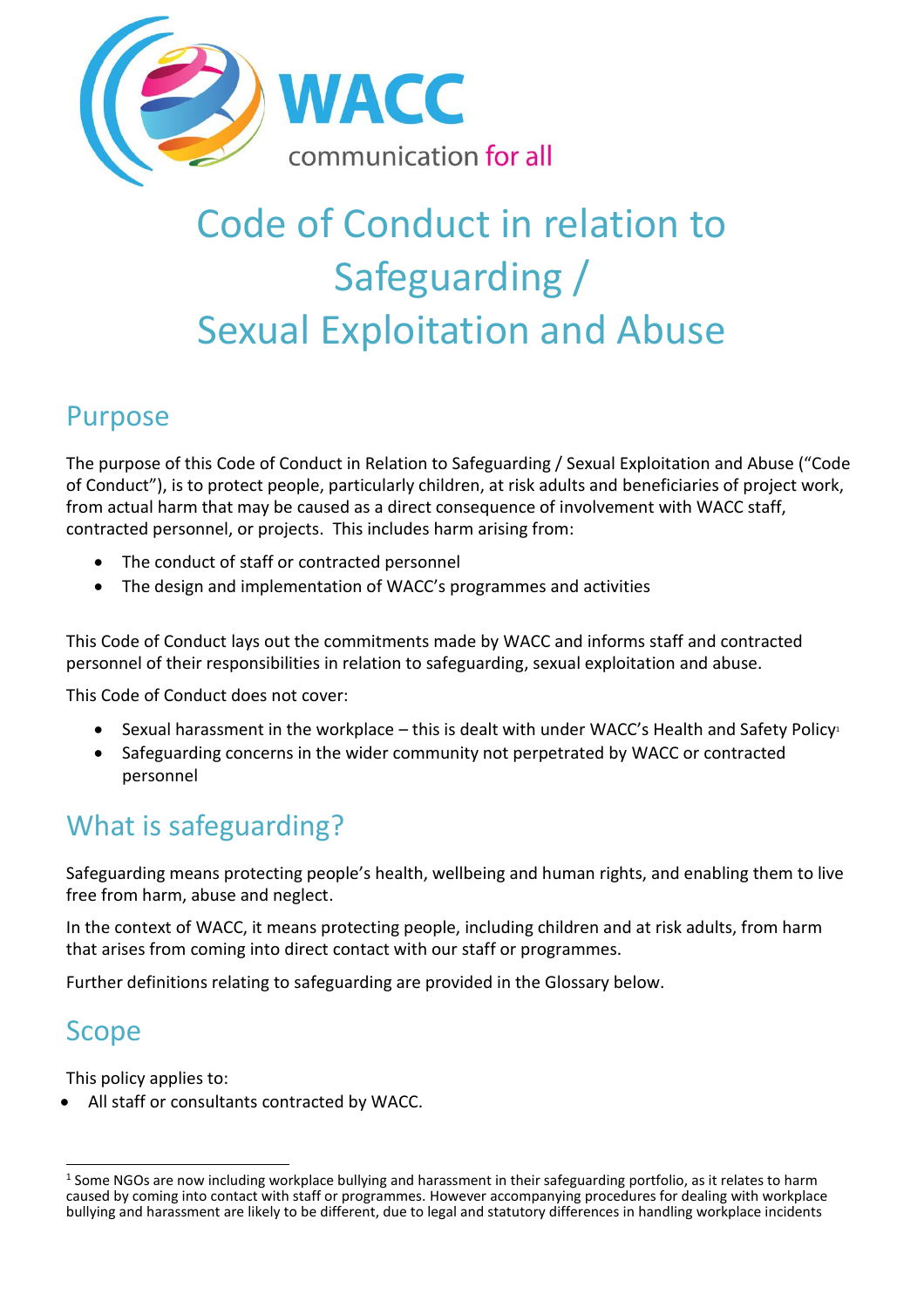WACC

communication for all

# Code of Conduct in relation to Safeguarding / Sexual Exploitation and Abuse

## Purpose

The purpose of this Code of Conduct in Relation to Safeguarding / Sexual Exploitation and Abuse ("Code of Conduct"), is to protect people, particularly children, at risk adults and beneficiaries of project work, from actual harm that may be caused as a direct consequence of involvement with WACC staff, contracted personnel, or projects. This includes harm arising from:

- The conduct of staff or contracted personnel
- The design and implementation of WACC's programmes and activities

This Code of Conduct lays out the commitments made by WACC and informs staff and contracted personnel of their responsibilities in relation to safeguarding, sexual exploitation and abuse.

This Code of Conduct does not cover:

- Sexual harassment in the workplace – this is dealt with under WACC's Health and Safety Policy[1]
- Safeguarding concerns in the wider community not perpetrated by WACC or contracted personnel

## What is safeguarding?

Safeguarding means protecting people's health, wellbeing and human rights, and enabling them to live free from harm, abuse and neglect.

In the context of WACC, it means protecting people, including children and at risk adults, from harm that arises from coming into direct contact with our staff or programmes.

Further definitions relating to safeguarding are provided in the Glossary below.

## Scope

This policy applies to:

- All staff or consultants contracted by WACC.

[1] Some NGOs are now including workplace bullying and harassment in their safeguarding portfolio, as it relates to harm caused by coming into contact with staff or programmes. However accompanying procedures for dealing with workplace bullying and harassment are likely to be different, due to legal and statutory differences in handling workplace incidents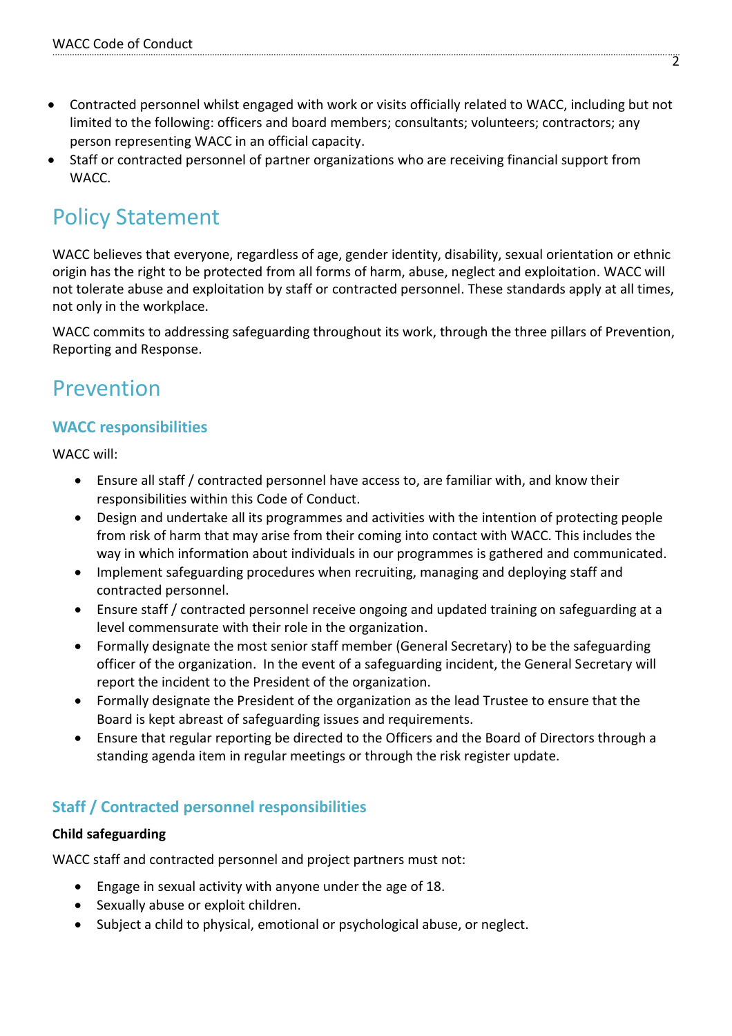- Contracted personnel whilst engaged with work or visits officially related to WACC, including but not limited to the following: officers and board members; consultants; volunteers; contractors; any person representing WACC in an official capacity.
- Staff or contracted personnel of partner organizations who are receiving financial support from WACC.

# Policy Statement

WACC believes that everyone, regardless of age, gender identity, disability, sexual orientation or ethnic origin has the right to be protected from all forms of harm, abuse, neglect and exploitation. WACC will not tolerate abuse and exploitation by staff or contracted personnel. These standards apply at all times, not only in the workplace.

WACC commits to addressing safeguarding throughout its work, through the three pillars of Prevention, Reporting and Response.

# Prevention

## WACC responsibilities

WACC will:

- Ensure all staff / contracted personnel have access to, are familiar with, and know their responsibilities within this Code of Conduct.
- Design and undertake all its programmes and activities with the intention of protecting people from risk of harm that may arise from their coming into contact with WACC. This includes the way in which information about individuals in our programmes is gathered and communicated.
- Implement safeguarding procedures when recruiting, managing and deploying staff and contracted personnel.
- Ensure staff / contracted personnel receive ongoing and updated training on safeguarding at a level commensurate with their role in the organization.
- Formally designate the most senior staff member (General Secretary) to be the safeguarding officer of the organization. In the event of a safeguarding incident, the General Secretary will report the incident to the President of the organization.
- Formally designate the President of the organization as the lead Trustee to ensure that the Board is kept abreast of safeguarding issues and requirements.
- Ensure that regular reporting be directed to the Officers and the Board of Directors through a standing agenda item in regular meetings or through the risk register update.

## Staff / Contracted personnel responsibilities

**Child safeguarding**

WACC staff and contracted personnel and project partners must not:

- Engage in sexual activity with anyone under the age of 18.
- Sexually abuse or exploit children.
- Subject a child to physical, emotional or psychological abuse, or neglect.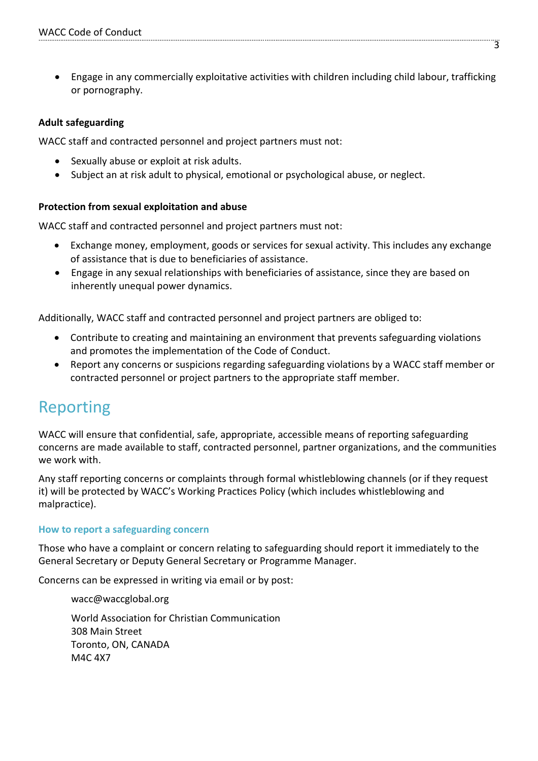- Engage in any commercially exploitative activities with children including child labour, trafficking or pornography.

**Adult safeguarding**

WACC staff and contracted personnel and project partners must not:

- Sexually abuse or exploit at risk adults.
- Subject an at risk adult to physical, emotional or psychological abuse, or neglect.

**Protection from sexual exploitation and abuse**

WACC staff and contracted personnel and project partners must not:

- Exchange money, employment, goods or services for sexual activity. This includes any exchange of assistance that is due to beneficiaries of assistance.
- Engage in any sexual relationships with beneficiaries of assistance, since they are based on inherently unequal power dynamics.

Additionally, WACC staff and contracted personnel and project partners are obliged to:

- Contribute to creating and maintaining an environment that prevents safeguarding violations and promotes the implementation of the Code of Conduct.
- Report any concerns or suspicions regarding safeguarding violations by a WACC staff member or contracted personnel or project partners to the appropriate staff member.

# Reporting

WACC will ensure that confidential, safe, appropriate, accessible means of reporting safeguarding concerns are made available to staff, contracted personnel, partner organizations, and the communities we work with.

Any staff reporting concerns or complaints through formal whistleblowing channels (or if they request it) will be protected by WACC's Working Practices Policy (which includes whistleblowing and malpractice).

### How to report a safeguarding concern

Those who have a complaint or concern relating to safeguarding should report it immediately to the General Secretary or Deputy General Secretary or Programme Manager.

Concerns can be expressed in writing via email or by post:

wacc@waccglobal.org

World Association for Christian Communication
308 Main Street
Toronto, ON, CANADA
M4C 4X7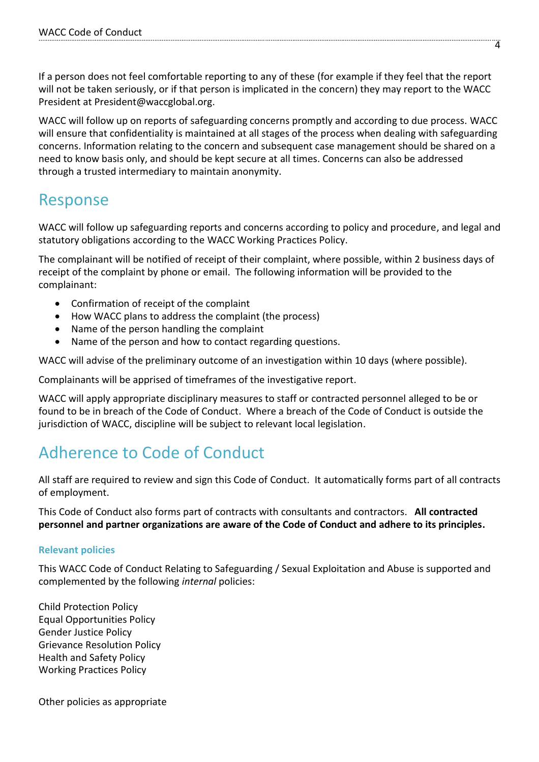If a person does not feel comfortable reporting to any of these (for example if they feel that the report will not be taken seriously, or if that person is implicated in the concern) they may report to the WACC President at President@waccglobal.org.

WACC will follow up on reports of safeguarding concerns promptly and according to due process. WACC will ensure that confidentiality is maintained at all stages of the process when dealing with safeguarding concerns. Information relating to the concern and subsequent case management should be shared on a need to know basis only, and should be kept secure at all times. Concerns can also be addressed through a trusted intermediary to maintain anonymity.

# Response

WACC will follow up safeguarding reports and concerns according to policy and procedure, and legal and statutory obligations according to the WACC Working Practices Policy.

The complainant will be notified of receipt of their complaint, where possible, within 2 business days of receipt of the complaint by phone or email. The following information will be provided to the complainant:

- Confirmation of receipt of the complaint
- How WACC plans to address the complaint (the process)
- Name of the person handling the complaint
- Name of the person and how to contact regarding questions.

WACC will advise of the preliminary outcome of an investigation within 10 days (where possible).

Complainants will be apprised of timeframes of the investigative report.

WACC will apply appropriate disciplinary measures to staff or contracted personnel alleged to be or found to be in breach of the Code of Conduct. Where a breach of the Code of Conduct is outside the jurisdiction of WACC, discipline will be subject to relevant local legislation.

# Adherence to Code of Conduct

All staff are required to review and sign this Code of Conduct. It automatically forms part of all contracts of employment.

This Code of Conduct also forms part of contracts with consultants and contractors. **All contracted personnel and partner organizations are aware of the Code of Conduct and adhere to its principles.**

### Relevant policies

This WACC Code of Conduct Relating to Safeguarding / Sexual Exploitation and Abuse is supported and complemented by the following *internal* policies:

Child Protection Policy
Equal Opportunities Policy
Gender Justice Policy
Grievance Resolution Policy
Health and Safety Policy
Working Practices Policy

Other policies as appropriate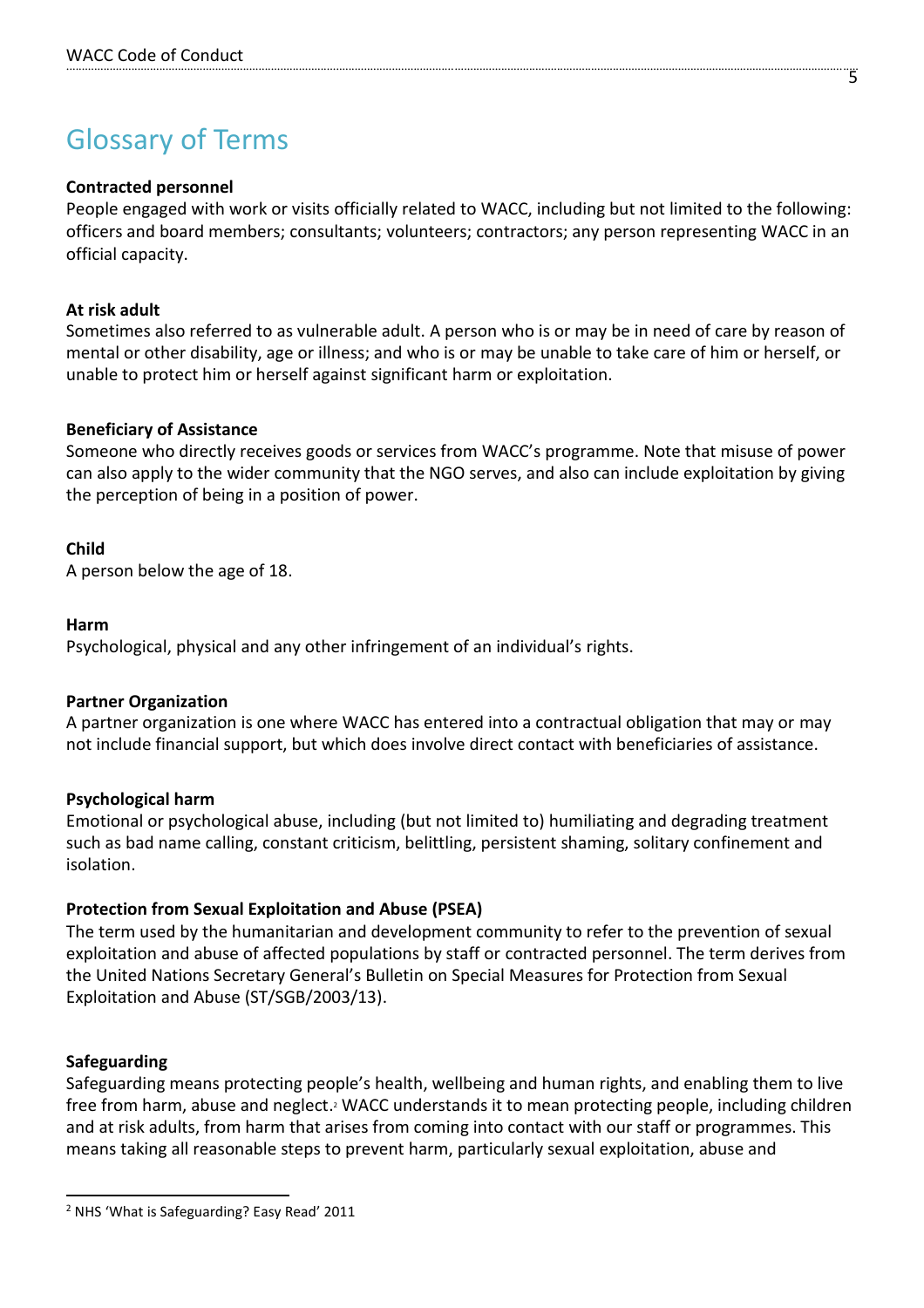## Glossary of Terms

**Contracted personnel**
People engaged with work or visits officially related to WACC, including but not limited to the following: officers and board members; consultants; volunteers; contractors; any person representing WACC in an official capacity.

**At risk adult**
Sometimes also referred to as vulnerable adult. A person who is or may be in need of care by reason of mental or other disability, age or illness; and who is or may be unable to take care of him or herself, or unable to protect him or herself against significant harm or exploitation.

**Beneficiary of Assistance**
Someone who directly receives goods or services from WACC's programme. Note that misuse of power can also apply to the wider community that the NGO serves, and also can include exploitation by giving the perception of being in a position of power.

**Child**
A person below the age of 18.

**Harm**
Psychological, physical and any other infringement of an individual's rights.

**Partner Organization**
A partner organization is one where WACC has entered into a contractual obligation that may or may not include financial support, but which does involve direct contact with beneficiaries of assistance.

**Psychological harm**
Emotional or psychological abuse, including (but not limited to) humiliating and degrading treatment such as bad name calling, constant criticism, belittling, persistent shaming, solitary confinement and isolation.

**Protection from Sexual Exploitation and Abuse (PSEA)**
The term used by the humanitarian and development community to refer to the prevention of sexual exploitation and abuse of affected populations by staff or contracted personnel. The term derives from the United Nations Secretary General's Bulletin on Special Measures for Protection from Sexual Exploitation and Abuse (ST/SGB/2003/13).

**Safeguarding**
Safeguarding means protecting people's health, wellbeing and human rights, and enabling them to live free from harm, abuse and neglect.[2] WACC understands it to mean protecting people, including children and at risk adults, from harm that arises from coming into contact with our staff or programmes. This means taking all reasonable steps to prevent harm, particularly sexual exploitation, abuse and

[2] NHS 'What is Safeguarding? Easy Read' 2011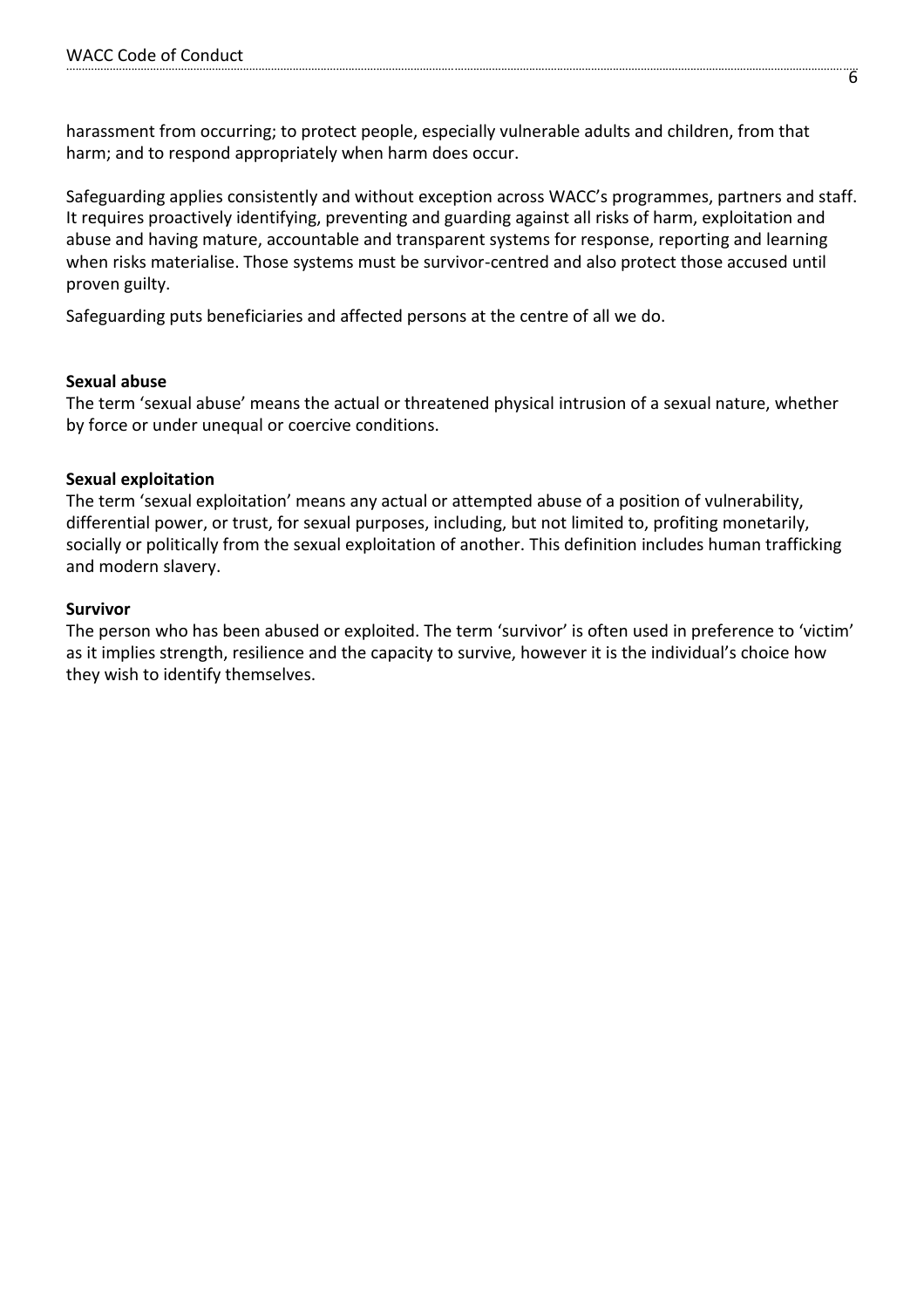harassment from occurring; to protect people, especially vulnerable adults and children, from that harm; and to respond appropriately when harm does occur.

Safeguarding applies consistently and without exception across WACC's programmes, partners and staff. It requires proactively identifying, preventing and guarding against all risks of harm, exploitation and abuse and having mature, accountable and transparent systems for response, reporting and learning when risks materialise. Those systems must be survivor-centred and also protect those accused until proven guilty.

Safeguarding puts beneficiaries and affected persons at the centre of all we do.

**Sexual abuse**

The term 'sexual abuse' means the actual or threatened physical intrusion of a sexual nature, whether by force or under unequal or coercive conditions.

**Sexual exploitation**

The term 'sexual exploitation' means any actual or attempted abuse of a position of vulnerability, differential power, or trust, for sexual purposes, including, but not limited to, profiting monetarily, socially or politically from the sexual exploitation of another. This definition includes human trafficking and modern slavery.

**Survivor**

The person who has been abused or exploited. The term 'survivor' is often used in preference to 'victim' as it implies strength, resilience and the capacity to survive, however it is the individual's choice how they wish to identify themselves.